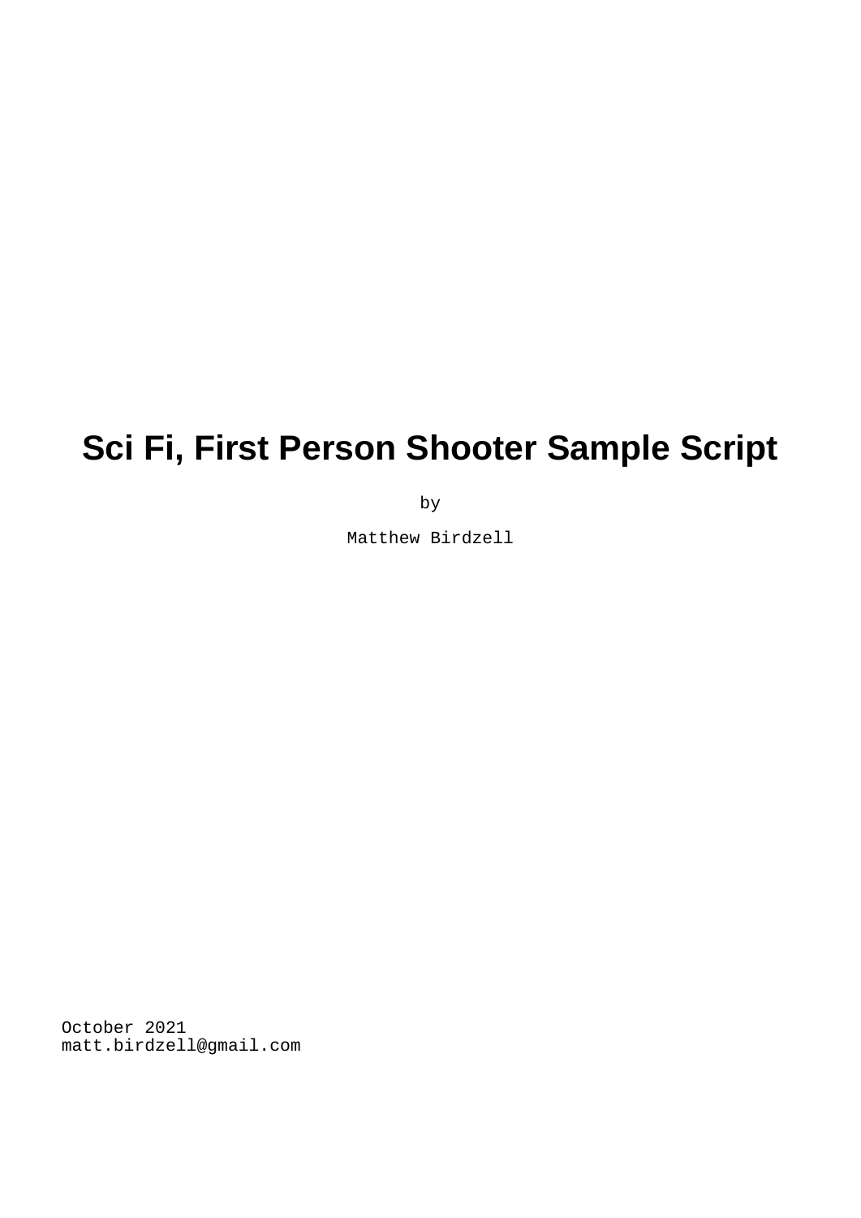# Sci Fi, First Person Shooter Sample Script

by

Matthew Birdzell

October 2021
matt.birdzell@gmail.com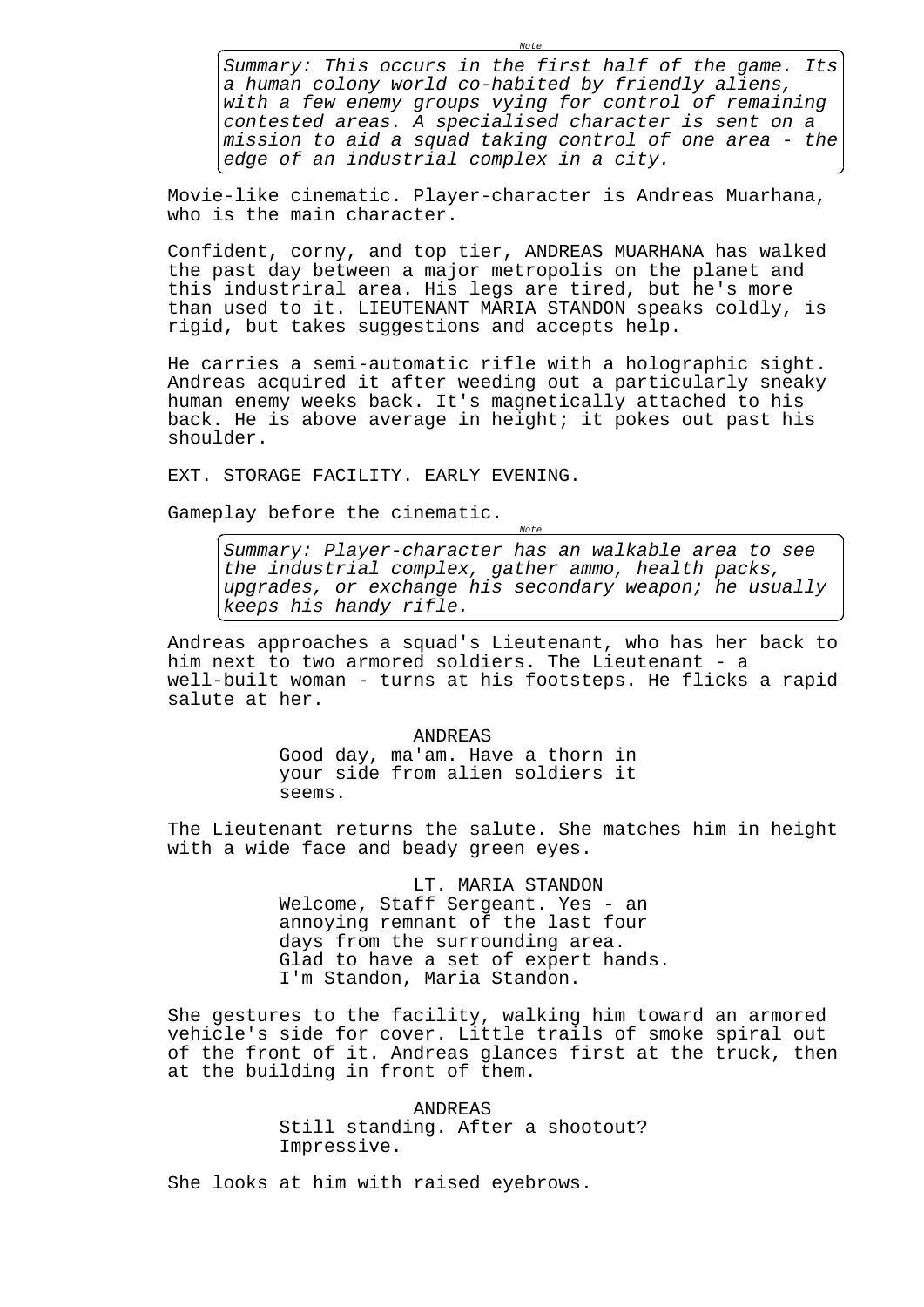*Note*

> *Summary: This occurs in the first half of the game. Its a human colony world co-habited by friendly aliens, with a few enemy groups vying for control of remaining contested areas. A specialised character is sent on a mission to aid a squad taking control of one area - the edge of an industrial complex in a city.*

Movie-like cinematic. Player-character is Andreas Muarhana, who is the main character.

Confident, corny, and top tier, ANDREAS MUARHANA has walked the past day between a major metropolis on the planet and this industriral area. His legs are tired, but he's more than used to it. LIEUTENANT MARIA STANDON speaks coldly, is rigid, but takes suggestions and accepts help.

He carries a semi-automatic rifle with a holographic sight. Andreas acquired it after weeding out a particularly sneaky human enemy weeks back. It's magnetically attached to his back. He is above average in height; it pokes out past his shoulder.

EXT. STORAGE FACILITY. EARLY EVENING.

Gameplay before the cinematic.

*Note*

> *Summary: Player-character has an walkable area to see the industrial complex, gather ammo, health packs, upgrades, or exchange his secondary weapon; he usually keeps his handy rifle.*

Andreas approaches a squad's Lieutenant, who has her back to him next to two armored soldiers. The Lieutenant - a well-built woman - turns at his footsteps. He flicks a rapid salute at her.

ANDREAS

Good day, ma'am. Have a thorn in your side from alien soldiers it seems.

The Lieutenant returns the salute. She matches him in height with a wide face and beady green eyes.

LT. MARIA STANDON

Welcome, Staff Sergeant. Yes - an annoying remnant of the last four days from the surrounding area. Glad to have a set of expert hands. I'm Standon, Maria Standon.

She gestures to the facility, walking him toward an armored vehicle's side for cover. Little trails of smoke spiral out of the front of it. Andreas glances first at the truck, then at the building in front of them.

ANDREAS

Still standing. After a shootout? Impressive.

She looks at him with raised eyebrows.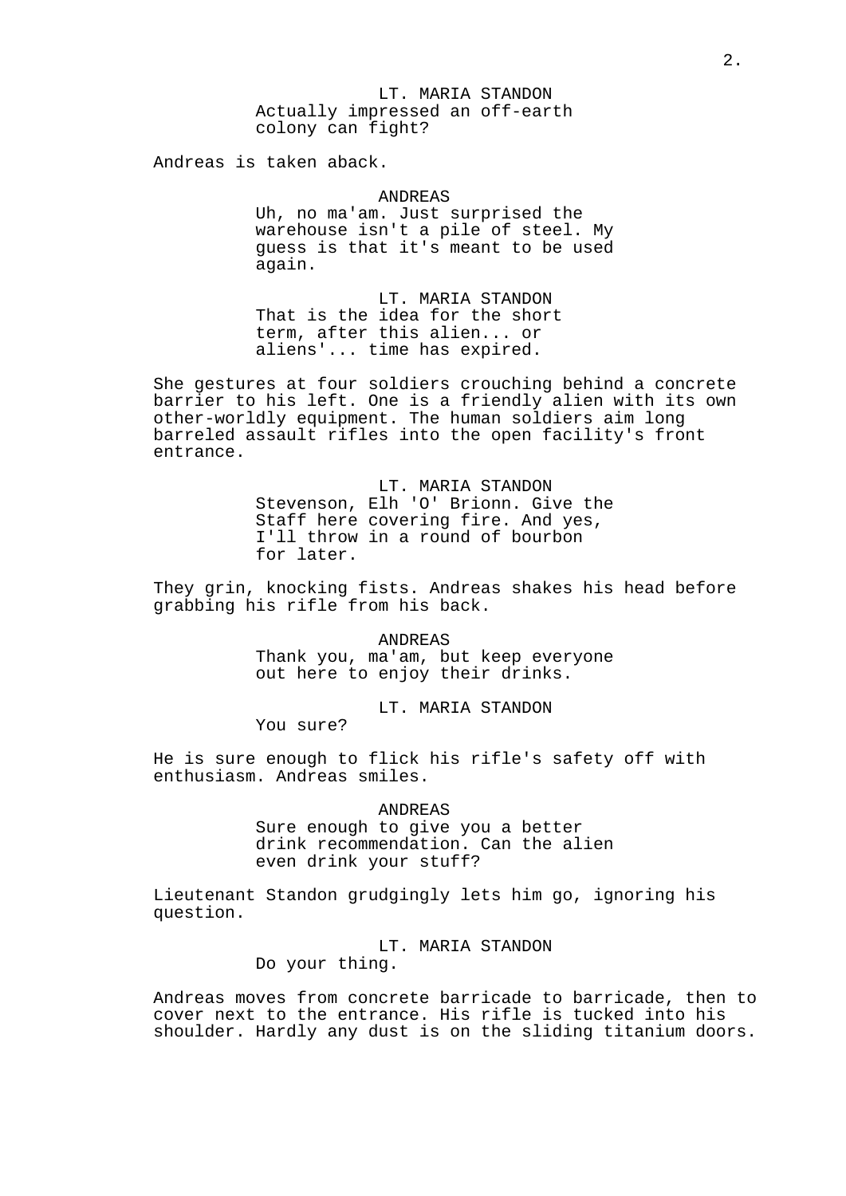LT. MARIA STANDON
Actually impressed an off-earth colony can fight?

Andreas is taken aback.

ANDREAS
Uh, no ma'am. Just surprised the warehouse isn't a pile of steel. My guess is that it's meant to be used again.

LT. MARIA STANDON
That is the idea for the short term, after this alien... or aliens'... time has expired.

She gestures at four soldiers crouching behind a concrete barrier to his left. One is a friendly alien with its own other-worldly equipment. The human soldiers aim long barreled assault rifles into the open facility's front entrance.

LT. MARIA STANDON
Stevenson, Elh 'O' Brionn. Give the Staff here covering fire. And yes, I'll throw in a round of bourbon for later.

They grin, knocking fists. Andreas shakes his head before grabbing his rifle from his back.

ANDREAS
Thank you, ma'am, but keep everyone out here to enjoy their drinks.

LT. MARIA STANDON
You sure?

He is sure enough to flick his rifle's safety off with enthusiasm. Andreas smiles.

ANDREAS
Sure enough to give you a better drink recommendation. Can the alien even drink your stuff?

Lieutenant Standon grudgingly lets him go, ignoring his question.

LT. MARIA STANDON
Do your thing.

Andreas moves from concrete barricade to barricade, then to cover next to the entrance. His rifle is tucked into his shoulder. Hardly any dust is on the sliding titanium doors.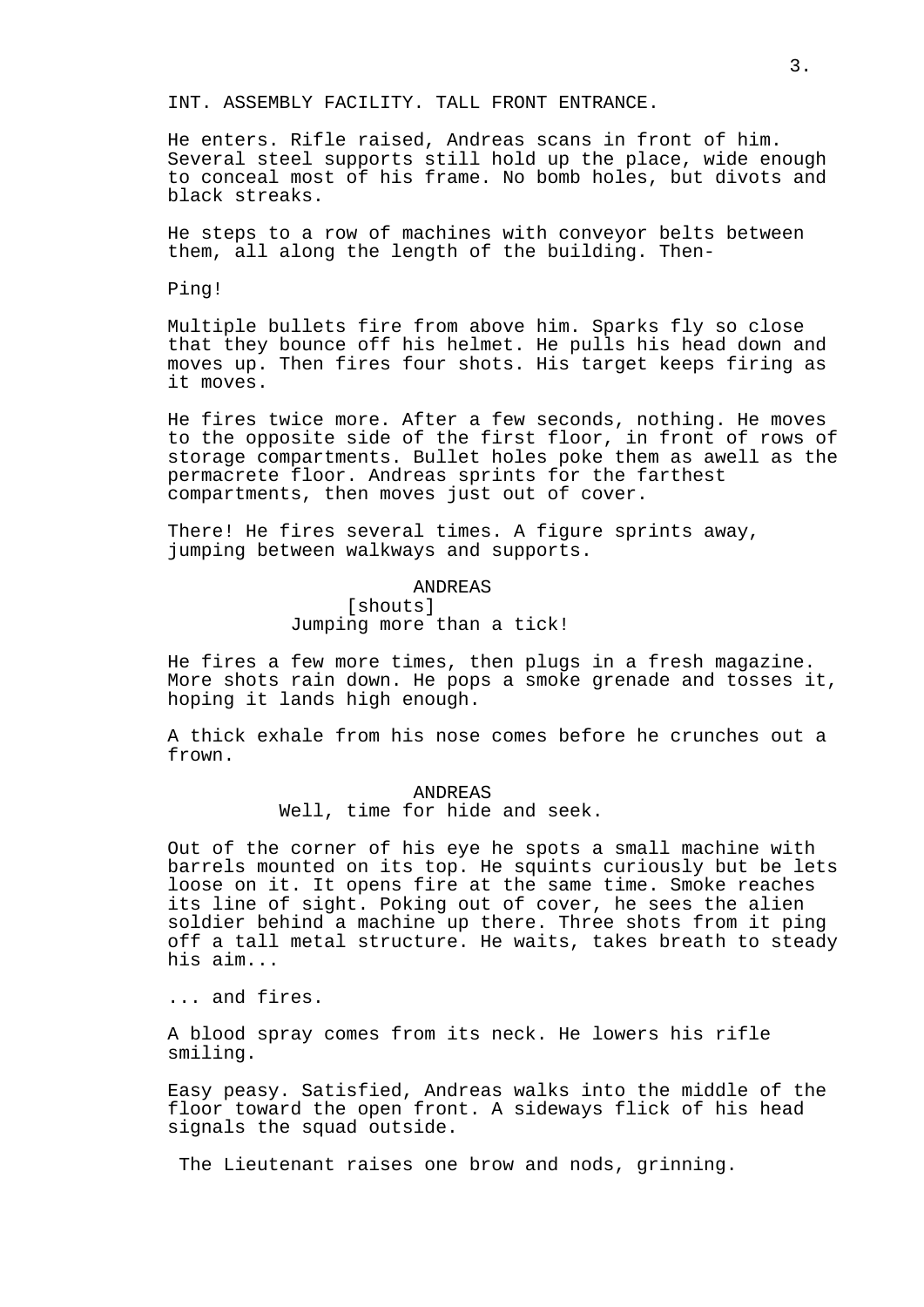INT. ASSEMBLY FACILITY. TALL FRONT ENTRANCE.

He enters. Rifle raised, Andreas scans in front of him. Several steel supports still hold up the place, wide enough to conceal most of his frame. No bomb holes, but divots and black streaks.

He steps to a row of machines with conveyor belts between them, all along the length of the building. Then-

Ping!

Multiple bullets fire from above him. Sparks fly so close that they bounce off his helmet. He pulls his head down and moves up. Then fires four shots. His target keeps firing as it moves.

He fires twice more. After a few seconds, nothing. He moves to the opposite side of the first floor, in front of rows of storage compartments. Bullet holes poke them as awell as the permacrete floor. Andreas sprints for the farthest compartments, then moves just out of cover.

There! He fires several times. A figure sprints away, jumping between walkways and supports.

ANDREAS
[shouts]
Jumping more than a tick!

He fires a few more times, then plugs in a fresh magazine. More shots rain down. He pops a smoke grenade and tosses it, hoping it lands high enough.

A thick exhale from his nose comes before he crunches out a frown.

ANDREAS
Well, time for hide and seek.

Out of the corner of his eye he spots a small machine with barrels mounted on its top. He squints curiously but be lets loose on it. It opens fire at the same time. Smoke reaches its line of sight. Poking out of cover, he sees the alien soldier behind a machine up there. Three shots from it ping off a tall metal structure. He waits, takes breath to steady his aim...

... and fires.

A blood spray comes from its neck. He lowers his rifle smiling.

Easy peasy. Satisfied, Andreas walks into the middle of the floor toward the open front. A sideways flick of his head signals the squad outside.

The Lieutenant raises one brow and nods, grinning.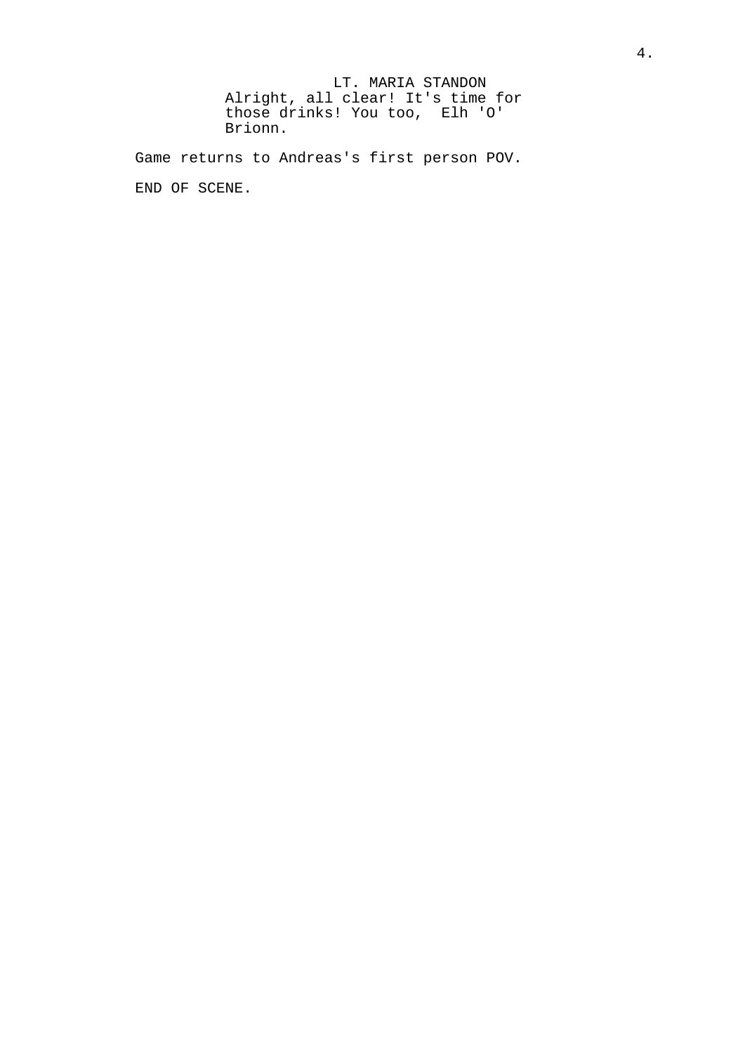LT. MARIA STANDON

Alright, all clear! It's time for those drinks! You too, Elh 'O' Brionn.

Game returns to Andreas's first person POV.

END OF SCENE.